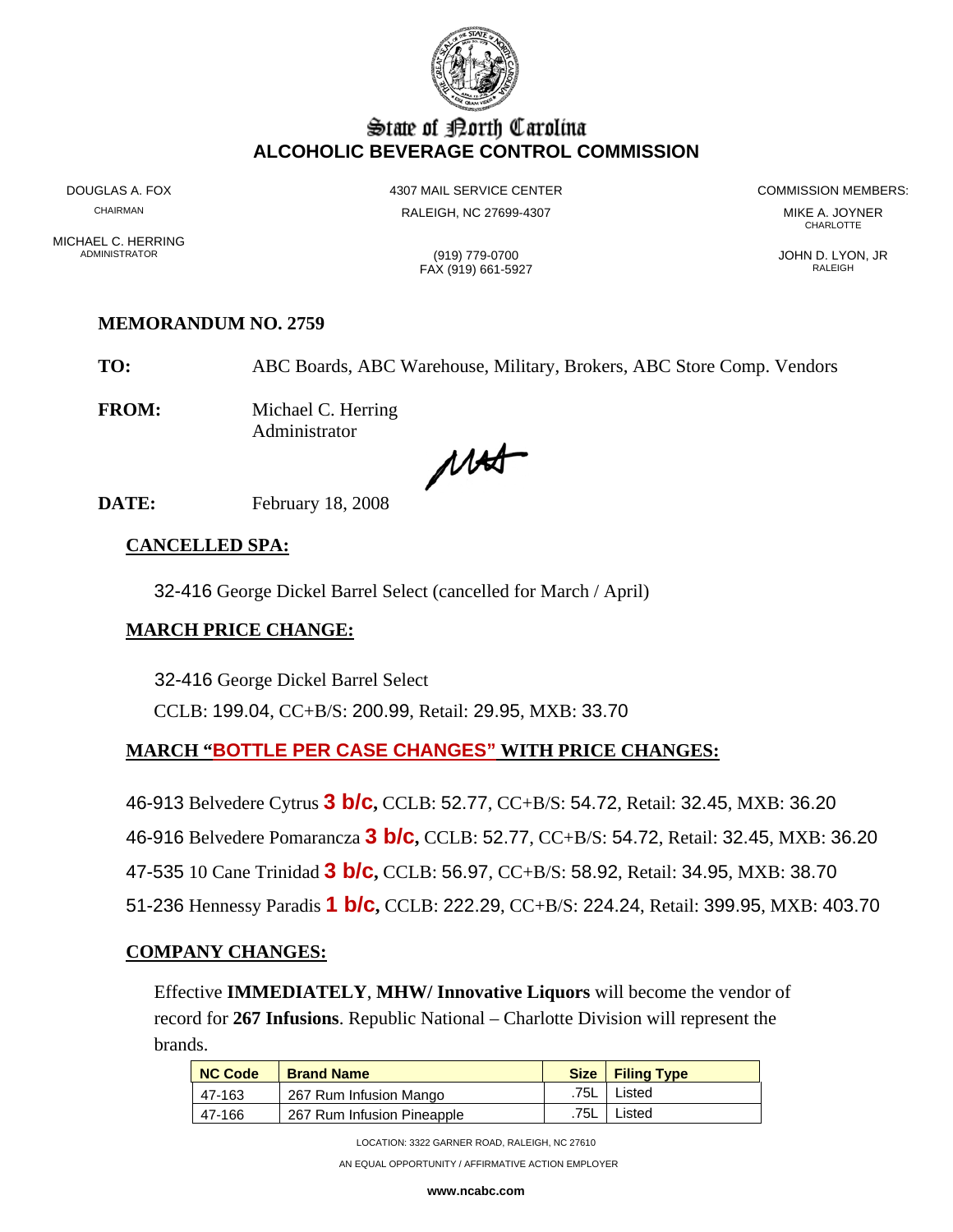# State of North Carolina
## ALCOHOLIC BEVERAGE CONTROL COMMISSION

DOUGLAS A. FOX
CHAIRMAN

MICHAEL C. HERRING
ADMINISTRATOR

4307 MAIL SERVICE CENTER
RALEIGH, NC 27699-4307

(919) 779-0700
FAX (919) 661-5927

COMMISSION MEMBERS:

MIKE A. JOYNER
CHARLOTTE

JOHN D. LYON, JR
RALEIGH

**MEMORANDUM NO. 2759**

**TO:** ABC Boards, ABC Warehouse, Military, Brokers, ABC Store Comp. Vendors

**FROM:** Michael C. Herring
Administrator

**DATE:** February 18, 2008

**CANCELLED SPA:**

32-416 George Dickel Barrel Select (cancelled for March / April)

**MARCH PRICE CHANGE:**

32-416 George Dickel Barrel Select

CCLB: 199.04, CC+B/S: 200.99, Retail: 29.95, MXB: 33.70

**MARCH "BOTTLE PER CASE CHANGES" WITH PRICE CHANGES:**

46-913 Belvedere Cytrus **3 b/c**, CCLB: 52.77, CC+B/S: 54.72, Retail: 32.45, MXB: 36.20

46-916 Belvedere Pomarancza **3 b/c**, CCLB: 52.77, CC+B/S: 54.72, Retail: 32.45, MXB: 36.20

47-535 10 Cane Trinidad **3 b/c**, CCLB: 56.97, CC+B/S: 58.92, Retail: 34.95, MXB: 38.70

51-236 Hennessy Paradis **1 b/c**, CCLB: 222.29, CC+B/S: 224.24, Retail: 399.95, MXB: 403.70

**COMPANY CHANGES:**

Effective **IMMEDIATELY**, **MHW/ Innovative Liquors** will become the vendor of record for **267 Infusions**. Republic National – Charlotte Division will represent the brands.

| NC Code | Brand Name | Size | Filing Type |
|---|---|---|---|
| 47-163 | 267 Rum Infusion Mango | .75L | Listed |
| 47-166 | 267 Rum Infusion Pineapple | .75L | Listed |

LOCATION: 3322 GARNER ROAD, RALEIGH, NC 27610

AN EQUAL OPPORTUNITY / AFFIRMATIVE ACTION EMPLOYER

www.ncabc.com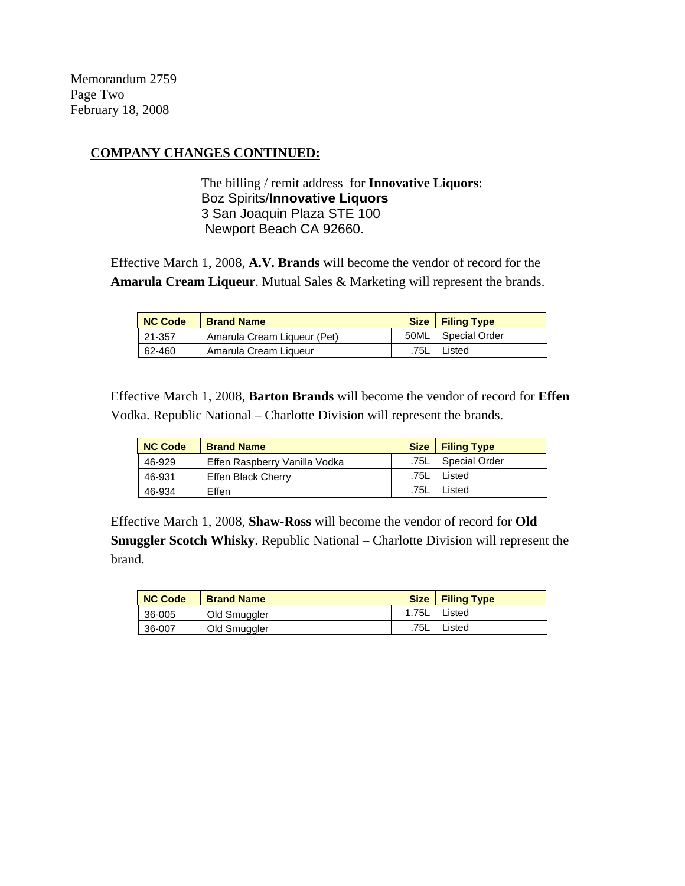Memorandum 2759
Page Two
February 18, 2008

## COMPANY CHANGES CONTINUED:

The billing / remit address for **Innovative Liquors**:
Boz Spirits/**Innovative Liquors**
3 San Joaquin Plaza STE 100
Newport Beach CA 92660.

Effective March 1, 2008, **A.V. Brands** will become the vendor of record for the **Amarula Cream Liqueur**. Mutual Sales & Marketing will represent the brands.

| NC Code | Brand Name | Size | Filing Type |
|---|---|---|---|
| 21-357 | Amarula Cream Liqueur (Pet) | 50ML | Special Order |
| 62-460 | Amarula Cream Liqueur | .75L | Listed |

Effective March 1, 2008, **Barton Brands** will become the vendor of record for **Effen** Vodka. Republic National – Charlotte Division will represent the brands.

| NC Code | Brand Name | Size | Filing Type |
|---|---|---|---|
| 46-929 | Effen Raspberry Vanilla Vodka | .75L | Special Order |
| 46-931 | Effen Black Cherry | .75L | Listed |
| 46-934 | Effen | .75L | Listed |

Effective March 1, 2008, **Shaw-Ross** will become the vendor of record for **Old Smuggler Scotch Whisky**. Republic National – Charlotte Division will represent the brand.

| NC Code | Brand Name | Size | Filing Type |
|---|---|---|---|
| 36-005 | Old Smuggler | 1.75L | Listed |
| 36-007 | Old Smuggler | .75L | Listed |